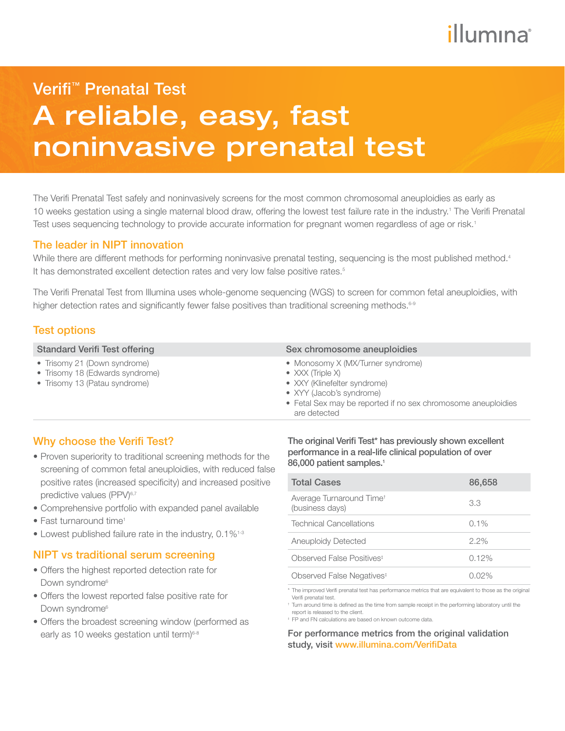illumina®

# Verifi™ Prenatal Test

# A reliable, easy, fast noninvasive prenatal test

The Verifi Prenatal Test safely and noninvasively screens for the most common chromosomal aneuploidies as early as 10 weeks gestation using a single maternal blood draw, offering the lowest test failure rate in the industry.[1] The Verifi Prenatal Test uses sequencing technology to provide accurate information for pregnant women regardless of age or risk.[1]

## The leader in NIPT innovation

While there are different methods for performing noninvasive prenatal testing, sequencing is the most published method.[4] It has demonstrated excellent detection rates and very low false positive rates.[5]

The Verifi Prenatal Test from Illumina uses whole-genome sequencing (WGS) to screen for common fetal aneuploidies, with higher detection rates and significantly fewer false positives than traditional screening methods.[6-9]

## Test options

| Standard Verifi Test offering | Sex chromosome aneuploidies |
|---|---|
| • Trisomy 21 (Down syndrome)<br>• Trisomy 18 (Edwards syndrome)<br>• Trisomy 13 (Patau syndrome) | • Monosomy X (MX/Turner syndrome)<br>• XXX (Triple X)<br>• XXY (Klinefelter syndrome)<br>• XYY (Jacob's syndrome)<br>• Fetal Sex may be reported if no sex chromosome aneuploidies are detected |

## Why choose the Verifi Test?

- Proven superiority to traditional screening methods for the screening of common fetal aneuploidies, with reduced false positive rates (increased specificity) and increased positive predictive values (PPV)[6,7]
- Comprehensive portfolio with expanded panel available
- Fast turnaround time[1]
- Lowest published failure rate in the industry, 0.1%[1-3]

## NIPT vs traditional serum screening

- Offers the highest reported detection rate for Down syndrome[6]
- Offers the lowest reported false positive rate for Down syndrome[6]
- Offers the broadest screening window (performed as early as 10 weeks gestation until term)[6-8]

**The original Verifi Test\* has previously shown excellent performance in a real-life clinical population of over 86,000 patient samples.[1]**

| Total Cases | 86,658 |
|---|---|
| Average Turnaround Time† (business days) | 3.3 |
| Technical Cancellations | 0.1% |
| Aneuploidy Detected | 2.2% |
| Observed False Positives‡ | 0.12% |
| Observed False Negatives‡ | 0.02% |

\* The improved Verifi prenatal test has performance metrics that are equivalent to those as the original Verifi prenatal test.

† Turn around time is defined as the time from sample receipt in the performing laboratory until the report is released to the client.

‡ FP and FN calculations are based on known outcome data.

**For performance metrics from the original validation study, visit www.illumina.com/VerifiData**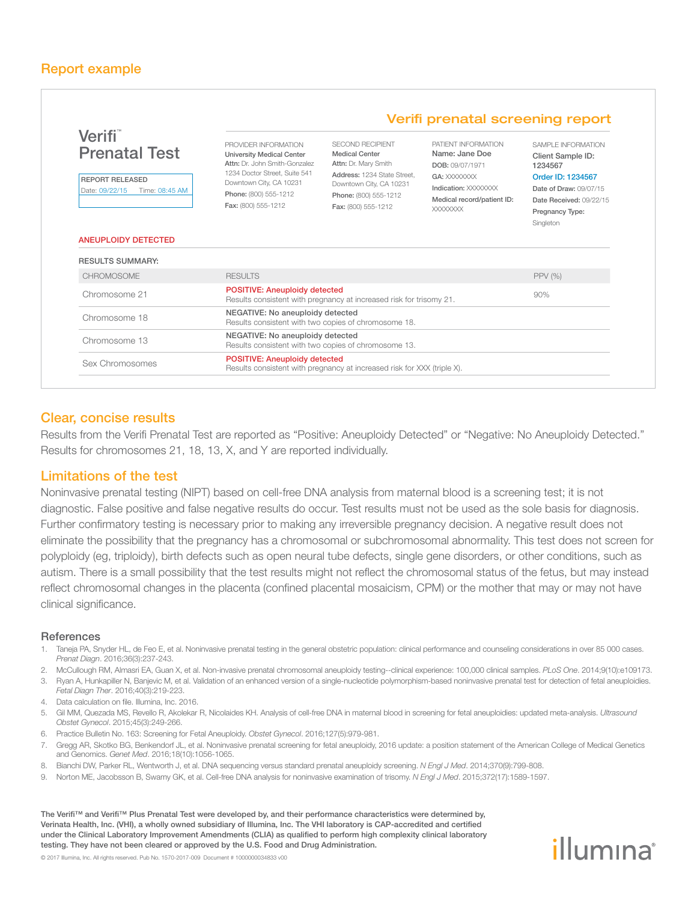## Report example

### Verifi prenatal screening report

**Verifi™ Prenatal Test**

REPORT RELEASED
Date: 09/22/15 Time: 08:45 AM

PROVIDER INFORMATION
**University Medical Center**
**Attn:** Dr. John Smith-Gonzalez
1234 Doctor Street, Suite 541
Downtown City, CA 10231
**Phone:** (800) 555-1212
**Fax:** (800) 555-1212

SECOND RECIPIENT
**Medical Center**
**Attn:** Dr. Mary Smith
**Address:** 1234 State Street, Downtown City, CA 10231
**Phone:** (800) 555-1212
**Fax:** (800) 555-1212

PATIENT INFORMATION
**Name: Jane Doe**
**DOB:** 09/07/1971
**GA:** XXXXXXXX
**Indication:** XXXXXXXX
**Medical record/patient ID:** XXXXXXXX

SAMPLE INFORMATION
**Client Sample ID: 1234567**
**Order ID: 1234567**
**Date of Draw:** 09/07/15
**Date Received:** 09/22/15
**Pregnancy Type:** Singleton

ANEUPLOIDY DETECTED

RESULTS SUMMARY:

| CHROMOSOME | RESULTS | PPV (%) |
|---|---|---|
| Chromosome 21 | POSITIVE: Aneuploidy detected<br>Results consistent with pregnancy at increased risk for trisomy 21. | 90% |
| Chromosome 18 | NEGATIVE: No aneuploidy detected<br>Results consistent with two copies of chromosome 18. | |
| Chromosome 13 | NEGATIVE: No aneuploidy detected<br>Results consistent with two copies of chromosome 13. | |
| Sex Chromosomes | POSITIVE: Aneuploidy detected<br>Results consistent with pregnancy at increased risk for XXX (triple X). | |

## Clear, concise results

Results from the Verifi Prenatal Test are reported as "Positive: Aneuploidy Detected" or "Negative: No Aneuploidy Detected." Results for chromosomes 21, 18, 13, X, and Y are reported individually.

## Limitations of the test

Noninvasive prenatal testing (NIPT) based on cell-free DNA analysis from maternal blood is a screening test; it is not diagnostic. False positive and false negative results do occur. Test results must not be used as the sole basis for diagnosis. Further confirmatory testing is necessary prior to making any irreversible pregnancy decision. A negative result does not eliminate the possibility that the pregnancy has a chromosomal or subchromosomal abnormality. This test does not screen for polyploidy (eg, triploidy), birth defects such as open neural tube defects, single gene disorders, or other conditions, such as autism. There is a small possibility that the test results might not reflect the chromosomal status of the fetus, but may instead reflect chromosomal changes in the placenta (confined placental mosaicism, CPM) or the mother that may or may not have clinical significance.

### References

1. Taneja PA, Snyder HL, de Feo E, et al. Noninvasive prenatal testing in the general obstetric population: clinical performance and counseling considerations in over 85 000 cases. *Prenat Diagn*. 2016;36(3):237-243.
2. McCullough RM, Almasri EA, Guan X, et al. Non-invasive prenatal chromosomal aneuploidy testing--clinical experience: 100,000 clinical samples. *PLoS One*. 2014;9(10):e109173.
3. Ryan A, Hunkapiller N, Banjevic M, et al. Validation of an enhanced version of a single-nucleotide polymorphism-based noninvasive prenatal test for detection of fetal aneuploidies. *Fetal Diagn Ther*. 2016;40(3):219-223.
4. Data calculation on file. Illumina, Inc. 2016.
5. Gil MM, Quezada MS, Revello R, Akolekar R, Nicolaides KH. Analysis of cell-free DNA in maternal blood in screening for fetal aneuploidies: updated meta-analysis. *Ultrasound Obstet Gynecol*. 2015;45(3):249-266.
6. Practice Bulletin No. 163: Screening for Fetal Aneuploidy. *Obstet Gynecol*. 2016;127(5):979-981.
7. Gregg AR, Skotko BG, Benkendorf JL, et al. Noninvasive prenatal screening for fetal aneuploidy, 2016 update: a position statement of the American College of Medical Genetics and Genomics. *Genet Med*. 2016;18(10):1056-1065.
8. Bianchi DW, Parker RL, Wentworth J, et al. DNA sequencing versus standard prenatal aneuploidy screening. *N Engl J Med*. 2014;370(9):799-808.
9. Norton ME, Jacobsson B, Swamy GK, et al. Cell-free DNA analysis for noninvasive examination of trisomy. *N Engl J Med*. 2015;372(17):1589-1597.

**The Verifi™ and Verifi™ Plus Prenatal Test were developed by, and their performance characteristics were determined by, Verinata Health, Inc. (VHI), a wholly owned subsidiary of Illumina, Inc. The VHI laboratory is CAP-accredited and certified under the Clinical Laboratory Improvement Amendments (CLIA) as qualified to perform high complexity clinical laboratory testing. They have not been cleared or approved by the U.S. Food and Drug Administration.**

© 2017 Illumina, Inc. All rights reserved. Pub No. 1570-2017-009 Document # 1000000034833 v00

illumina®